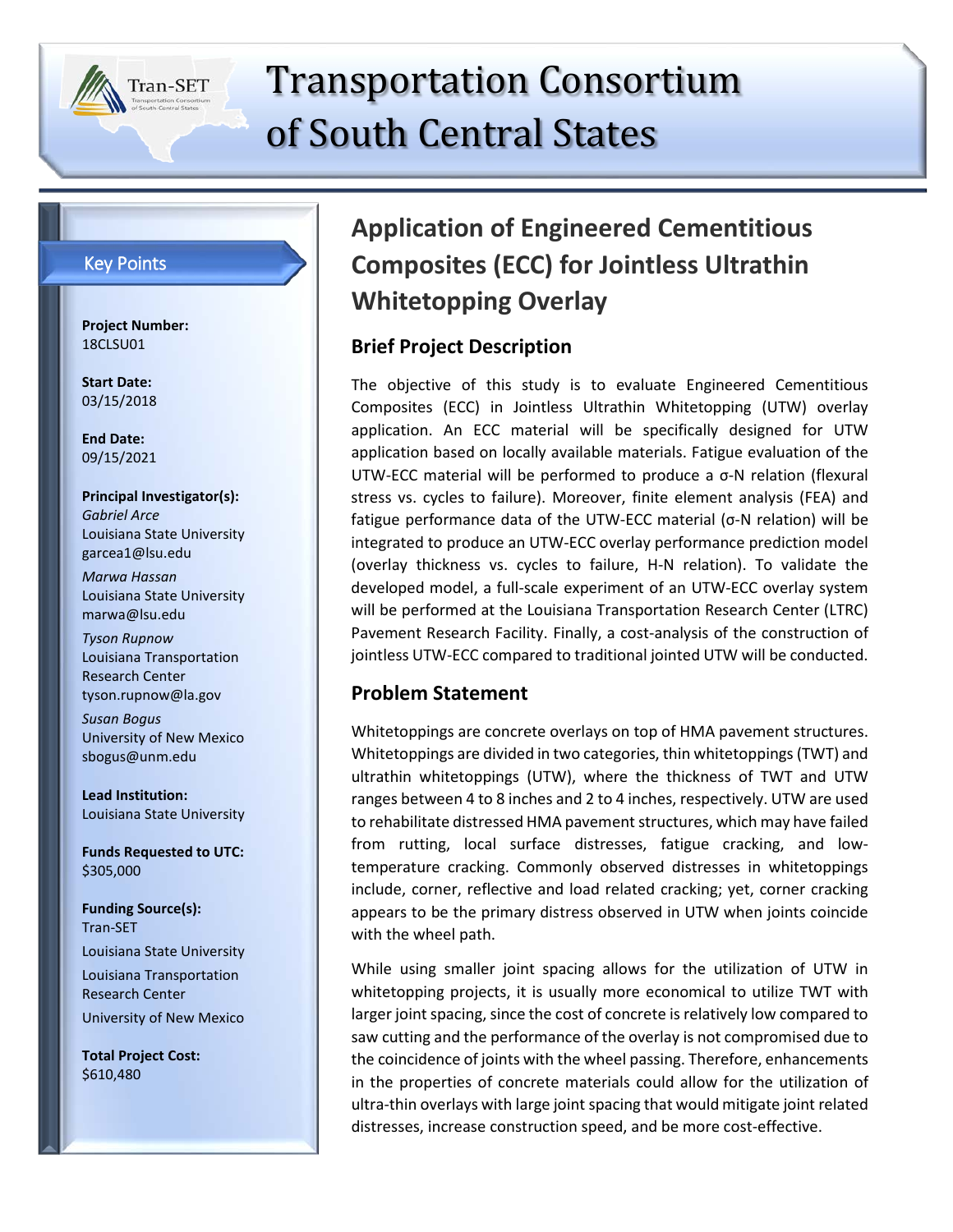# Transportation Consortium of South Central States

## Key Points

**Project Number:**
18CLSU01

**Start Date:**
03/15/2018

**End Date:**
09/15/2021

**Principal Investigator(s):**

*Gabriel Arce*
Louisiana State University
garcea1@lsu.edu

*Marwa Hassan*
Louisiana State University
marwa@lsu.edu

*Tyson Rupnow*
Louisiana Transportation Research Center
tyson.rupnow@la.gov

*Susan Bogus*
University of New Mexico
sbogus@unm.edu

**Lead Institution:**
Louisiana State University

**Funds Requested to UTC:**
$305,000

**Funding Source(s):**
Tran-SET
Louisiana State University
Louisiana Transportation Research Center
University of New Mexico

**Total Project Cost:**
$610,480

# Application of Engineered Cementitious Composites (ECC) for Jointless Ultrathin Whitetopping Overlay

## Brief Project Description

The objective of this study is to evaluate Engineered Cementitious Composites (ECC) in Jointless Ultrathin Whitetopping (UTW) overlay application. An ECC material will be specifically designed for UTW application based on locally available materials. Fatigue evaluation of the UTW-ECC material will be performed to produce a σ-N relation (flexural stress vs. cycles to failure). Moreover, finite element analysis (FEA) and fatigue performance data of the UTW-ECC material (σ-N relation) will be integrated to produce an UTW-ECC overlay performance prediction model (overlay thickness vs. cycles to failure, H-N relation). To validate the developed model, a full-scale experiment of an UTW-ECC overlay system will be performed at the Louisiana Transportation Research Center (LTRC) Pavement Research Facility. Finally, a cost-analysis of the construction of jointless UTW-ECC compared to traditional jointed UTW will be conducted.

## Problem Statement

Whitetoppings are concrete overlays on top of HMA pavement structures. Whitetoppings are divided in two categories, thin whitetoppings (TWT) and ultrathin whitetoppings (UTW), where the thickness of TWT and UTW ranges between 4 to 8 inches and 2 to 4 inches, respectively. UTW are used to rehabilitate distressed HMA pavement structures, which may have failed from rutting, local surface distresses, fatigue cracking, and low-temperature cracking. Commonly observed distresses in whitetoppings include, corner, reflective and load related cracking; yet, corner cracking appears to be the primary distress observed in UTW when joints coincide with the wheel path.

While using smaller joint spacing allows for the utilization of UTW in whitetopping projects, it is usually more economical to utilize TWT with larger joint spacing, since the cost of concrete is relatively low compared to saw cutting and the performance of the overlay is not compromised due to the coincidence of joints with the wheel passing. Therefore, enhancements in the properties of concrete materials could allow for the utilization of ultra-thin overlays with large joint spacing that would mitigate joint related distresses, increase construction speed, and be more cost-effective.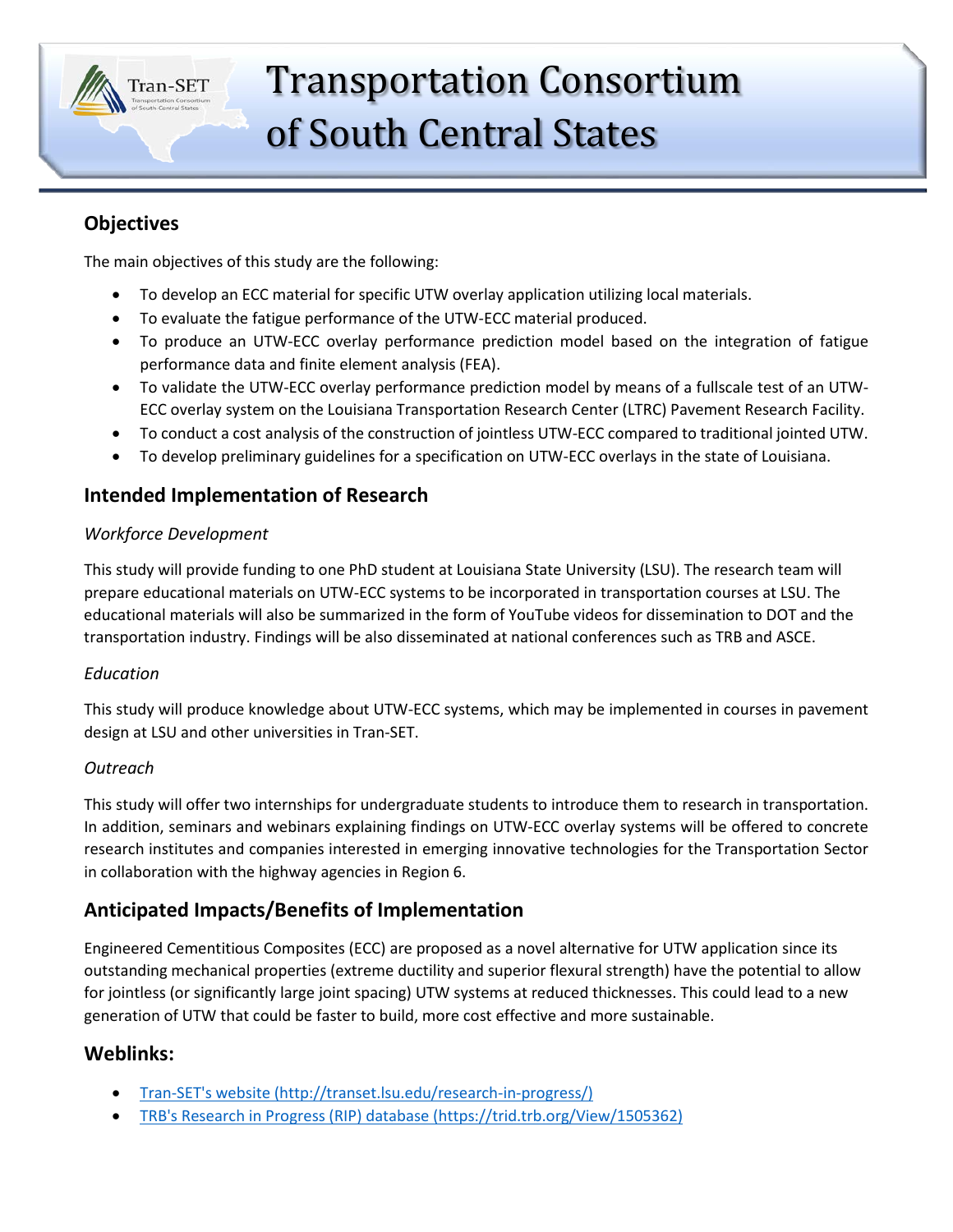## Objectives

The main objectives of this study are the following:

- To develop an ECC material for specific UTW overlay application utilizing local materials.
- To evaluate the fatigue performance of the UTW-ECC material produced.
- To produce an UTW-ECC overlay performance prediction model based on the integration of fatigue performance data and finite element analysis (FEA).
- To validate the UTW-ECC overlay performance prediction model by means of a fullscale test of an UTW-ECC overlay system on the Louisiana Transportation Research Center (LTRC) Pavement Research Facility.
- To conduct a cost analysis of the construction of jointless UTW-ECC compared to traditional jointed UTW.
- To develop preliminary guidelines for a specification on UTW-ECC overlays in the state of Louisiana.

## Intended Implementation of Research

*Workforce Development*

This study will provide funding to one PhD student at Louisiana State University (LSU). The research team will prepare educational materials on UTW-ECC systems to be incorporated in transportation courses at LSU. The educational materials will also be summarized in the form of YouTube videos for dissemination to DOT and the transportation industry. Findings will be also disseminated at national conferences such as TRB and ASCE.

*Education*

This study will produce knowledge about UTW-ECC systems, which may be implemented in courses in pavement design at LSU and other universities in Tran-SET.

*Outreach*

This study will offer two internships for undergraduate students to introduce them to research in transportation. In addition, seminars and webinars explaining findings on UTW-ECC overlay systems will be offered to concrete research institutes and companies interested in emerging innovative technologies for the Transportation Sector in collaboration with the highway agencies in Region 6.

## Anticipated Impacts/Benefits of Implementation

Engineered Cementitious Composites (ECC) are proposed as a novel alternative for UTW application since its outstanding mechanical properties (extreme ductility and superior flexural strength) have the potential to allow for jointless (or significantly large joint spacing) UTW systems at reduced thicknesses. This could lead to a new generation of UTW that could be faster to build, more cost effective and more sustainable.

## Weblinks:

- [Tran-SET's website (http://transet.lsu.edu/research-in-progress/)](http://transet.lsu.edu/research-in-progress/)
- [TRB's Research in Progress (RIP) database (https://trid.trb.org/View/1505362)](https://trid.trb.org/View/1505362)